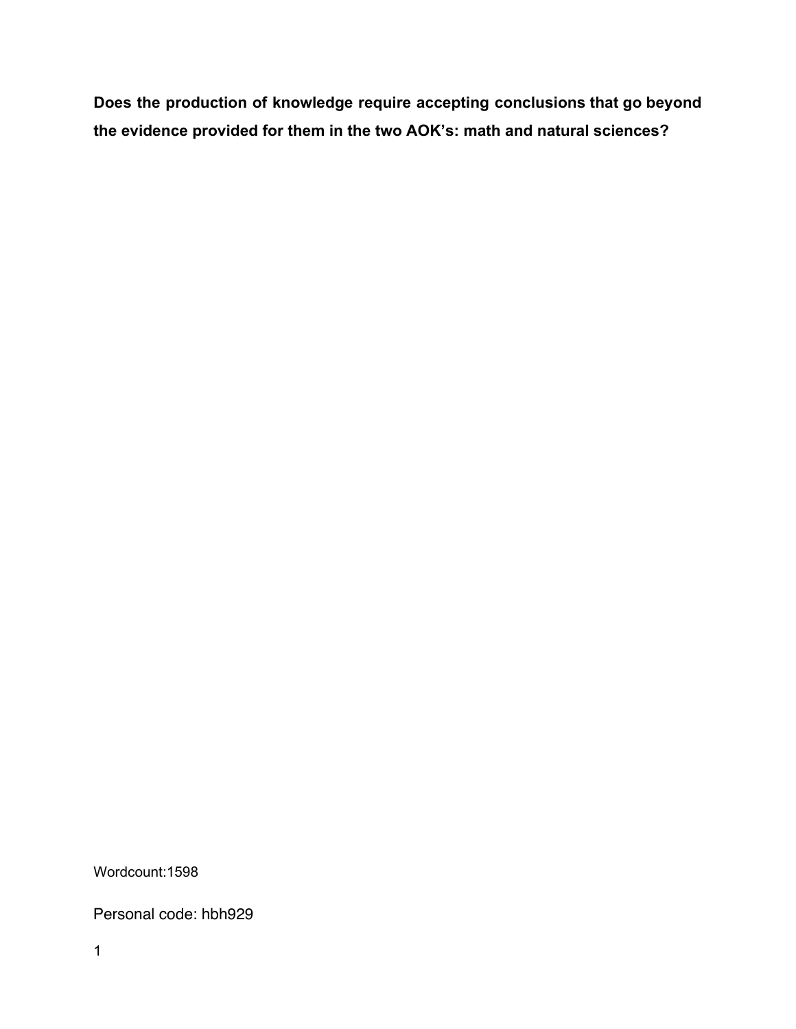**Does the production of knowledge require accepting conclusions that go beyond the evidence provided for them in the two AOK's: math and natural sciences?**

Wordcount:1598

Personal code: hbh929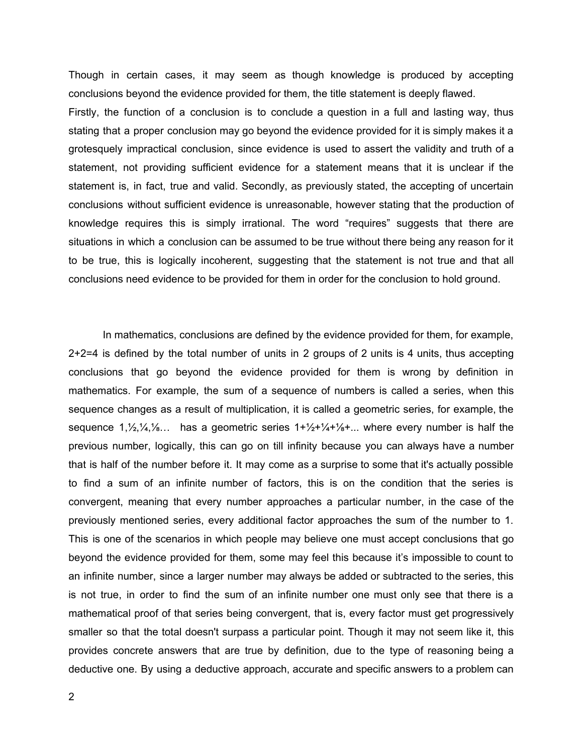Though in certain cases, it may seem as though knowledge is produced by accepting conclusions beyond the evidence provided for them, the title statement is deeply flawed.
Firstly, the function of a conclusion is to conclude a question in a full and lasting way, thus stating that a proper conclusion may go beyond the evidence provided for it is simply makes it a grotesquely impractical conclusion, since evidence is used to assert the validity and truth of a statement, not providing sufficient evidence for a statement means that it is unclear if the statement is, in fact, true and valid. Secondly, as previously stated, the accepting of uncertain conclusions without sufficient evidence is unreasonable, however stating that the production of knowledge requires this is simply irrational. The word “requires” suggests that there are situations in which a conclusion can be assumed to be true without there being any reason for it to be true, this is logically incoherent, suggesting that the statement is not true and that all conclusions need evidence to be provided for them in order for the conclusion to hold ground.

In mathematics, conclusions are defined by the evidence provided for them, for example, 2+2=4 is defined by the total number of units in 2 groups of 2 units is 4 units, thus accepting conclusions that go beyond the evidence provided for them is wrong by definition in mathematics. For example, the sum of a sequence of numbers is called a series, when this sequence changes as a result of multiplication, it is called a geometric series, for example, the sequence $1, \frac{1}{2}, \frac{1}{4}, \frac{1}{8}\ldots$ has a geometric series $1+\frac{1}{2}+\frac{1}{4}+\frac{1}{8}+\ldots$ where every number is half the previous number, logically, this can go on till infinity because you can always have a number that is half of the number before it. It may come as a surprise to some that it's actually possible to find a sum of an infinite number of factors, this is on the condition that the series is convergent, meaning that every number approaches a particular number, in the case of the previously mentioned series, every additional factor approaches the sum of the number to 1. This is one of the scenarios in which people may believe one must accept conclusions that go beyond the evidence provided for them, some may feel this because it’s impossible to count to an infinite number, since a larger number may always be added or subtracted to the series, this is not true, in order to find the sum of an infinite number one must only see that there is a mathematical proof of that series being convergent, that is, every factor must get progressively smaller so that the total doesn't surpass a particular point. Though it may not seem like it, this provides concrete answers that are true by definition, due to the type of reasoning being a deductive one. By using a deductive approach, accurate and specific answers to a problem can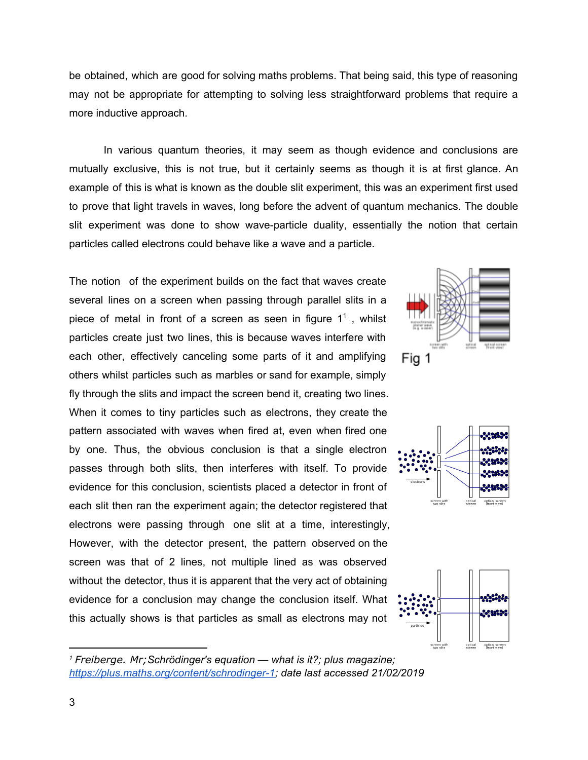be obtained, which are good for solving maths problems. That being said, this type of reasoning may not be appropriate for attempting to solving less straightforward problems that require a more inductive approach.

In various quantum theories, it may seem as though evidence and conclusions are mutually exclusive, this is not true, but it certainly seems as though it is at first glance. An example of this is what is known as the double slit experiment, this was an experiment first used to prove that light travels in waves, long before the advent of quantum mechanics. The double slit experiment was done to show wave-particle duality, essentially the notion that certain particles called electrons could behave like a wave and a particle.

The notion of the experiment builds on the fact that waves create several lines on a screen when passing through parallel slits in a piece of metal in front of a screen as seen in figure 1[1] , whilst particles create just two lines, this is because waves interfere with each other, effectively canceling some parts of it and amplifying others whilst particles such as marbles or sand for example, simply fly through the slits and impact the screen bend it, creating two lines. When it comes to tiny particles such as electrons, they create the pattern associated with waves when fired at, even when fired one by one. Thus, the obvious conclusion is that a single electron passes through both slits, then interferes with itself. To provide evidence for this conclusion, scientists placed a detector in front of each slit then ran the experiment again; the detector registered that electrons were passing through one slit at a time, interestingly, However, with the detector present, the pattern observed on the screen was that of 2 lines, not multiple lined as was observed without the detector, thus it is apparent that the very act of obtaining evidence for a conclusion may change the conclusion itself. What this actually shows is that particles as small as electrons may not

Fig 1

---

[1] *Freiberge. Mr; Schrödinger's equation — what is it?; plus magazine; [https://plus.maths.org/content/schrodinger-1](https://plus.maths.org/content/schrodinger-1); date last accessed 21/02/2019*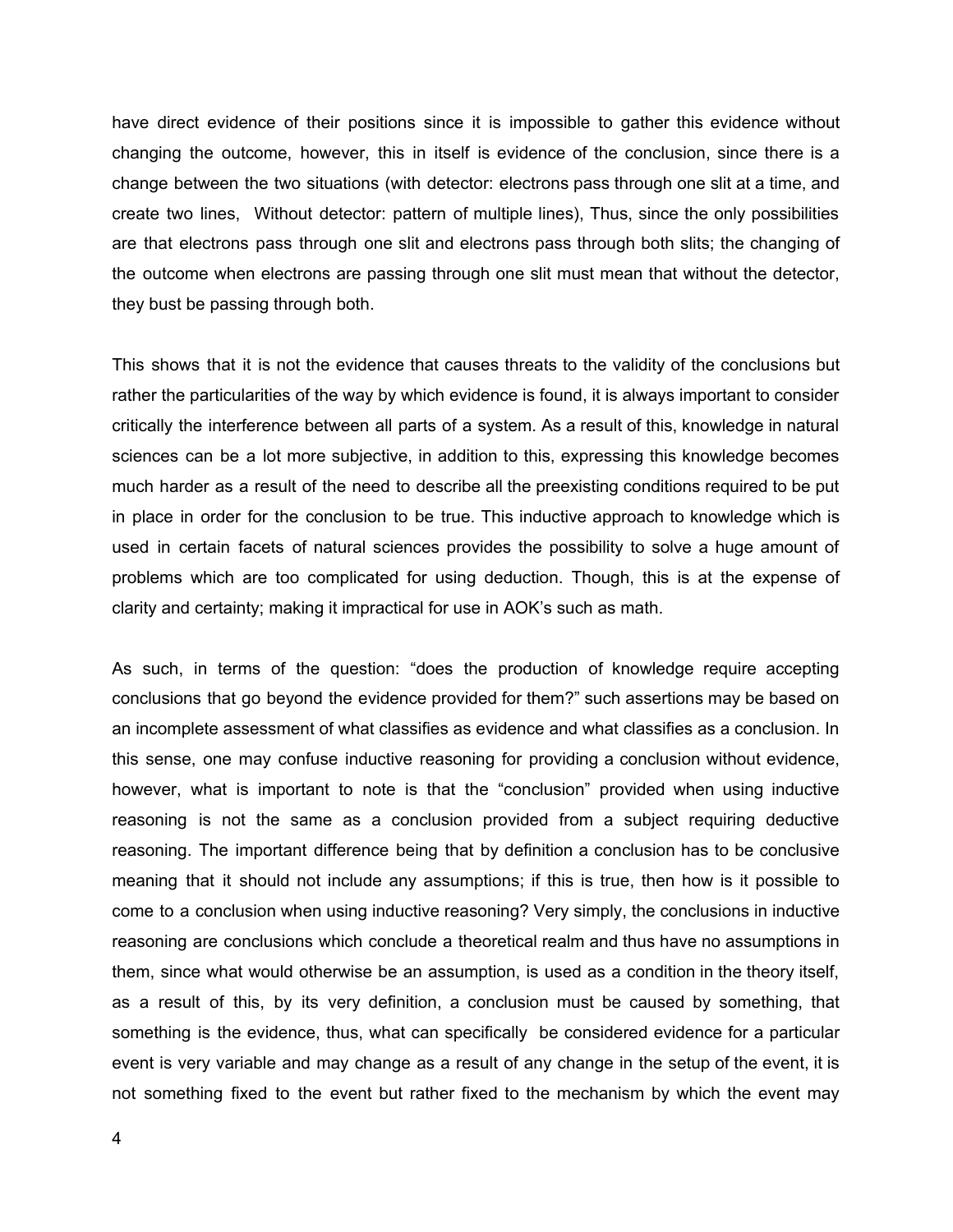have direct evidence of their positions since it is impossible to gather this evidence without changing the outcome, however, this in itself is evidence of the conclusion, since there is a change between the two situations (with detector: electrons pass through one slit at a time, and create two lines,  Without detector: pattern of multiple lines), Thus, since the only possibilities are that electrons pass through one slit and electrons pass through both slits; the changing of the outcome when electrons are passing through one slit must mean that without the detector, they bust be passing through both.

This shows that it is not the evidence that causes threats to the validity of the conclusions but rather the particularities of the way by which evidence is found, it is always important to consider critically the interference between all parts of a system. As a result of this, knowledge in natural sciences can be a lot more subjective, in addition to this, expressing this knowledge becomes much harder as a result of the need to describe all the preexisting conditions required to be put in place in order for the conclusion to be true. This inductive approach to knowledge which is used in certain facets of natural sciences provides the possibility to solve a huge amount of problems which are too complicated for using deduction. Though, this is at the expense of clarity and certainty; making it impractical for use in AOK's such as math.

As such, in terms of the question: "does the production of knowledge require accepting conclusions that go beyond the evidence provided for them?" such assertions may be based on an incomplete assessment of what classifies as evidence and what classifies as a conclusion. In this sense, one may confuse inductive reasoning for providing a conclusion without evidence, however, what is important to note is that the "conclusion" provided when using inductive reasoning is not the same as a conclusion provided from a subject requiring deductive reasoning. The important difference being that by definition a conclusion has to be conclusive meaning that it should not include any assumptions; if this is true, then how is it possible to come to a conclusion when using inductive reasoning? Very simply, the conclusions in inductive reasoning are conclusions which conclude a theoretical realm and thus have no assumptions in them, since what would otherwise be an assumption, is used as a condition in the theory itself, as a result of this, by its very definition, a conclusion must be caused by something, that something is the evidence, thus, what can specifically  be considered evidence for a particular event is very variable and may change as a result of any change in the setup of the event, it is not something fixed to the event but rather fixed to the mechanism by which the event may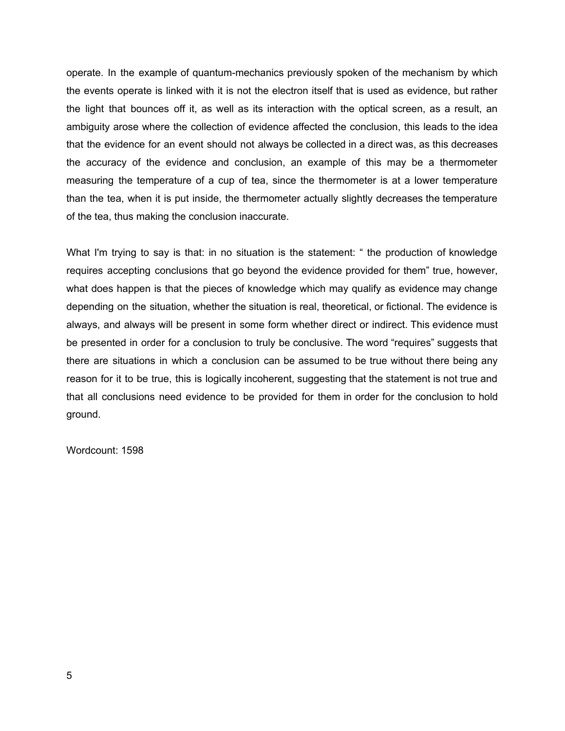operate. In the example of quantum-mechanics previously spoken of the mechanism by which the events operate is linked with it is not the electron itself that is used as evidence, but rather the light that bounces off it, as well as its interaction with the optical screen, as a result, an ambiguity arose where the collection of evidence affected the conclusion, this leads to the idea that the evidence for an event should not always be collected in a direct was, as this decreases the accuracy of the evidence and conclusion, an example of this may be a thermometer measuring the temperature of a cup of tea, since the thermometer is at a lower temperature than the tea, when it is put inside, the thermometer actually slightly decreases the temperature of the tea, thus making the conclusion inaccurate.

What I'm trying to say is that: in no situation is the statement: " the production of knowledge requires accepting conclusions that go beyond the evidence provided for them" true, however, what does happen is that the pieces of knowledge which may qualify as evidence may change depending on the situation, whether the situation is real, theoretical, or fictional. The evidence is always, and always will be present in some form whether direct or indirect. This evidence must be presented in order for a conclusion to truly be conclusive. The word "requires" suggests that there are situations in which a conclusion can be assumed to be true without there being any reason for it to be true, this is logically incoherent, suggesting that the statement is not true and that all conclusions need evidence to be provided for them in order for the conclusion to hold ground.

Wordcount: 1598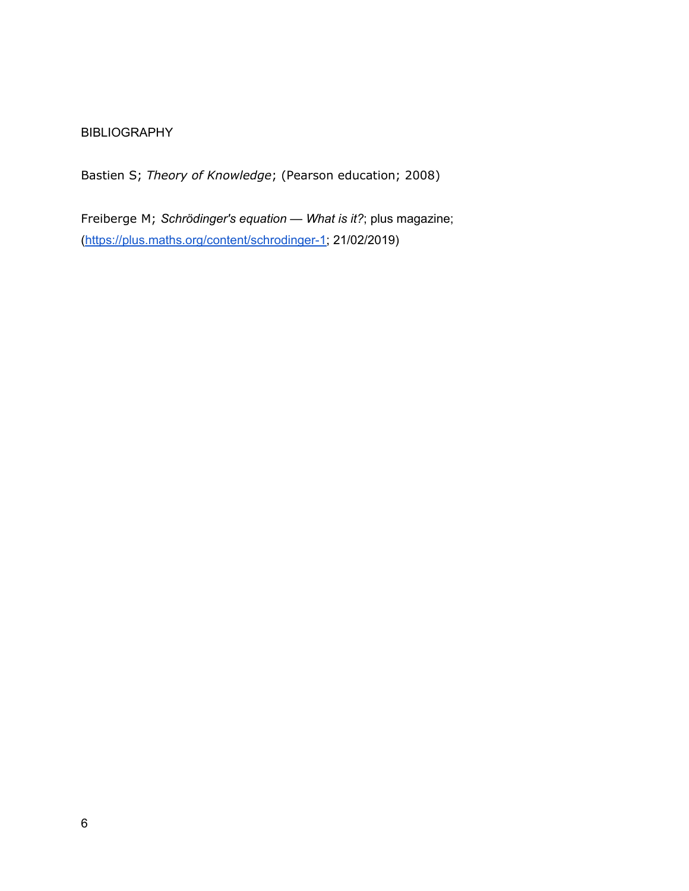BIBLIOGRAPHY

Bastien S; *Theory of Knowledge*; (Pearson education; 2008)

Freiberge M; *Schrödinger's equation — What is it?*; plus magazine; (https://plus.maths.org/content/schrodinger-1; 21/02/2019)